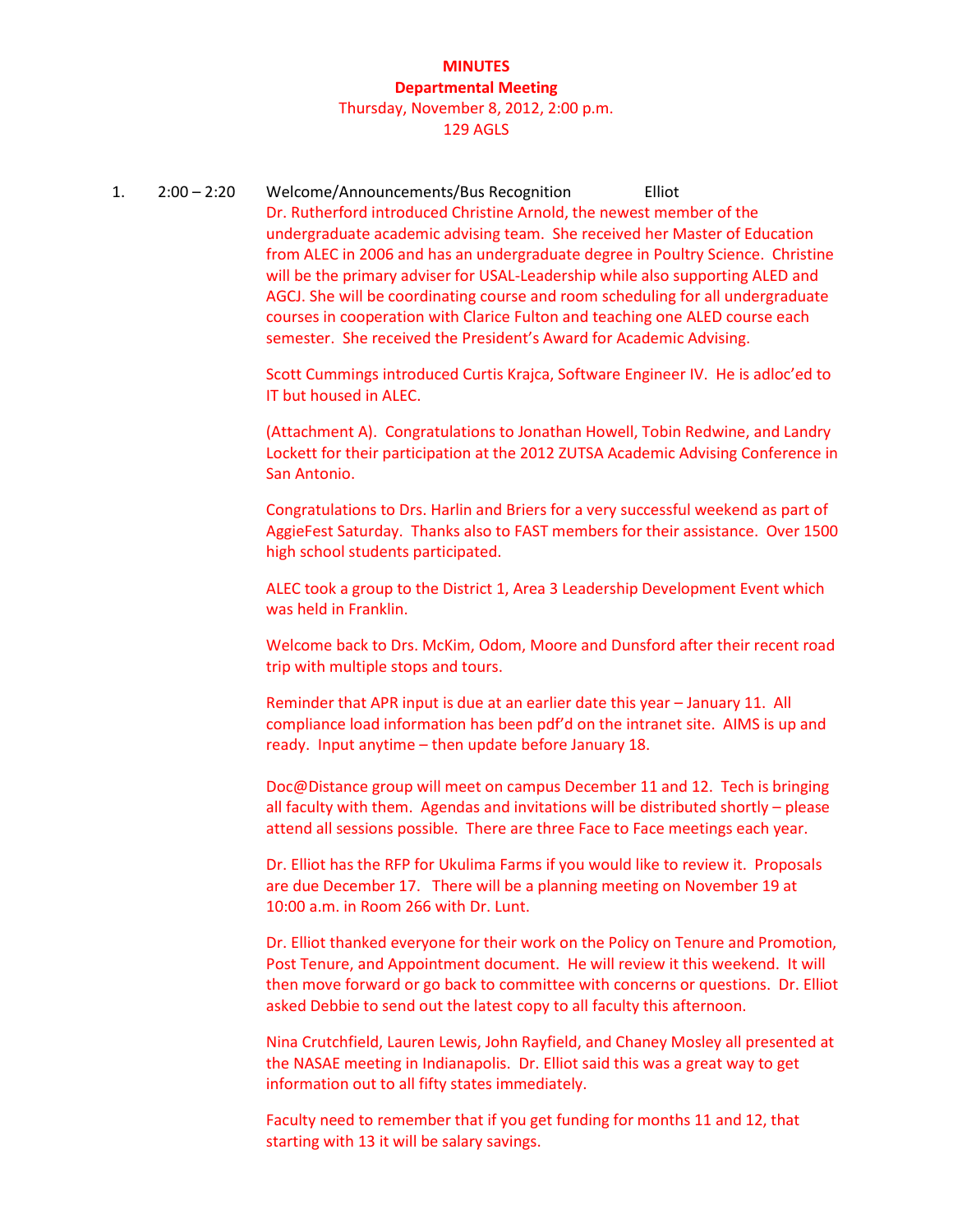**MINUTES**
**Departmental Meeting**
Thursday, November 8, 2012, 2:00 p.m.
129 AGLS

1. 2:00 – 2:20 Welcome/Announcements/Bus Recognition Elliot

Dr. Rutherford introduced Christine Arnold, the newest member of the undergraduate academic advising team. She received her Master of Education from ALEC in 2006 and has an undergraduate degree in Poultry Science. Christine will be the primary adviser for USAL-Leadership while also supporting ALED and AGCJ. She will be coordinating course and room scheduling for all undergraduate courses in cooperation with Clarice Fulton and teaching one ALED course each semester. She received the President's Award for Academic Advising.

Scott Cummings introduced Curtis Krajca, Software Engineer IV. He is adloc'ed to IT but housed in ALEC.

(Attachment A). Congratulations to Jonathan Howell, Tobin Redwine, and Landry Lockett for their participation at the 2012 ZUTSA Academic Advising Conference in San Antonio.

Congratulations to Drs. Harlin and Briers for a very successful weekend as part of AggieFest Saturday. Thanks also to FAST members for their assistance. Over 1500 high school students participated.

ALEC took a group to the District 1, Area 3 Leadership Development Event which was held in Franklin.

Welcome back to Drs. McKim, Odom, Moore and Dunsford after their recent road trip with multiple stops and tours.

Reminder that APR input is due at an earlier date this year – January 11. All compliance load information has been pdf'd on the intranet site. AIMS is up and ready. Input anytime – then update before January 18.

Doc@Distance group will meet on campus December 11 and 12. Tech is bringing all faculty with them. Agendas and invitations will be distributed shortly – please attend all sessions possible. There are three Face to Face meetings each year.

Dr. Elliot has the RFP for Ukulima Farms if you would like to review it. Proposals are due December 17. There will be a planning meeting on November 19 at 10:00 a.m. in Room 266 with Dr. Lunt.

Dr. Elliot thanked everyone for their work on the Policy on Tenure and Promotion, Post Tenure, and Appointment document. He will review it this weekend. It will then move forward or go back to committee with concerns or questions. Dr. Elliot asked Debbie to send out the latest copy to all faculty this afternoon.

Nina Crutchfield, Lauren Lewis, John Rayfield, and Chaney Mosley all presented at the NASAE meeting in Indianapolis. Dr. Elliot said this was a great way to get information out to all fifty states immediately.

Faculty need to remember that if you get funding for months 11 and 12, that starting with 13 it will be salary savings.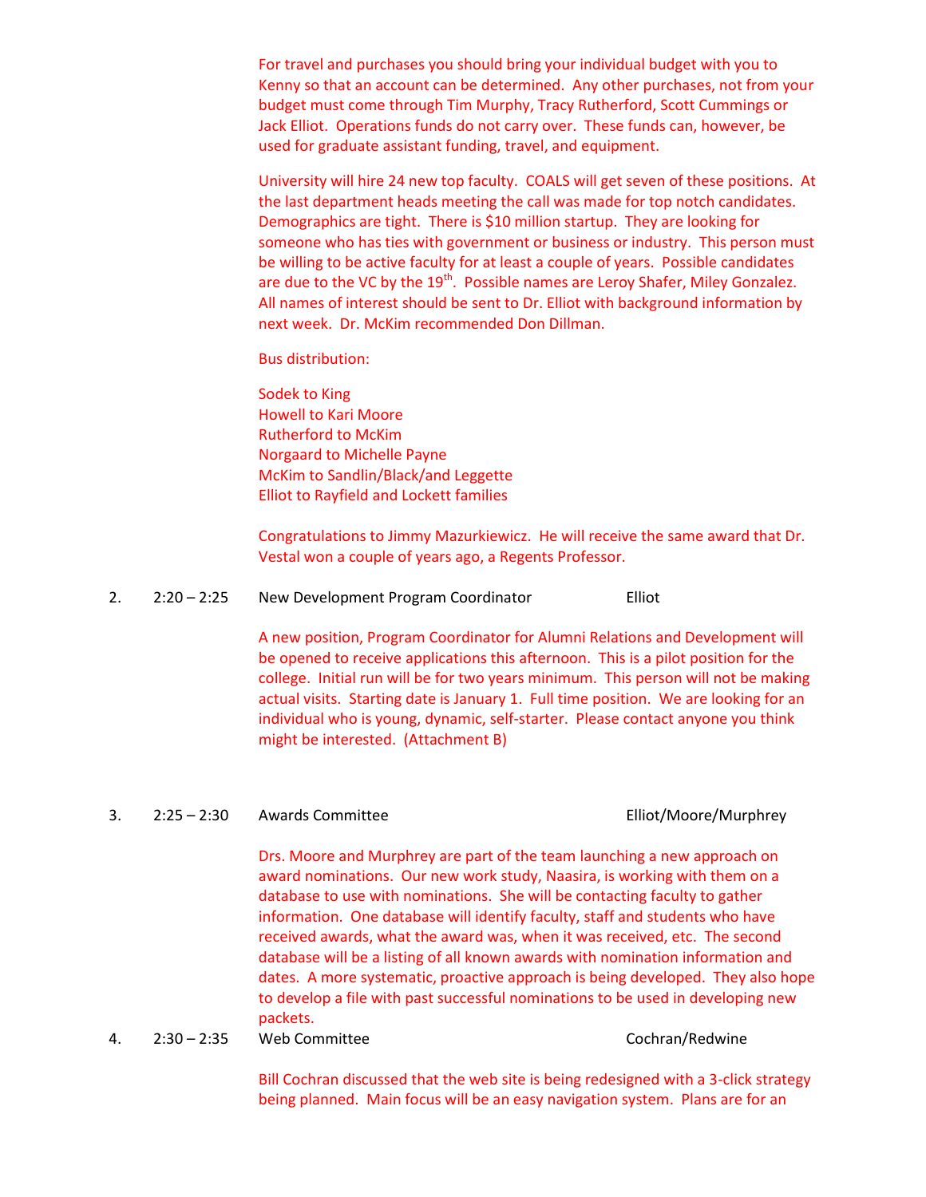For travel and purchases you should bring your individual budget with you to Kenny so that an account can be determined. Any other purchases, not from your budget must come through Tim Murphy, Tracy Rutherford, Scott Cummings or Jack Elliot. Operations funds do not carry over. These funds can, however, be used for graduate assistant funding, travel, and equipment.

University will hire 24 new top faculty. COALS will get seven of these positions. At the last department heads meeting the call was made for top notch candidates. Demographics are tight. There is $10 million startup. They are looking for someone who has ties with government or business or industry. This person must be willing to be active faculty for at least a couple of years. Possible candidates are due to the VC by the 19th. Possible names are Leroy Shafer, Miley Gonzalez. All names of interest should be sent to Dr. Elliot with background information by next week. Dr. McKim recommended Don Dillman.

Bus distribution:

Sodek to King
Howell to Kari Moore
Rutherford to McKim
Norgaard to Michelle Payne
McKim to Sandlin/Black/and Leggette
Elliot to Rayfield and Lockett families

Congratulations to Jimmy Mazurkiewicz. He will receive the same award that Dr. Vestal won a couple of years ago, a Regents Professor.

2. 2:20 – 2:25 New Development Program Coordinator — Elliot

A new position, Program Coordinator for Alumni Relations and Development will be opened to receive applications this afternoon. This is a pilot position for the college. Initial run will be for two years minimum. This person will not be making actual visits. Starting date is January 1. Full time position. We are looking for an individual who is young, dynamic, self-starter. Please contact anyone you think might be interested. (Attachment B)

3. 2:25 – 2:30 Awards Committee — Elliot/Moore/Murphrey

Drs. Moore and Murphrey are part of the team launching a new approach on award nominations. Our new work study, Naasira, is working with them on a database to use with nominations. She will be contacting faculty to gather information. One database will identify faculty, staff and students who have received awards, what the award was, when it was received, etc. The second database will be a listing of all known awards with nomination information and dates. A more systematic, proactive approach is being developed. They also hope to develop a file with past successful nominations to be used in developing new packets.

4. 2:30 – 2:35 Web Committee — Cochran/Redwine

Bill Cochran discussed that the web site is being redesigned with a 3-click strategy being planned. Main focus will be an easy navigation system. Plans are for an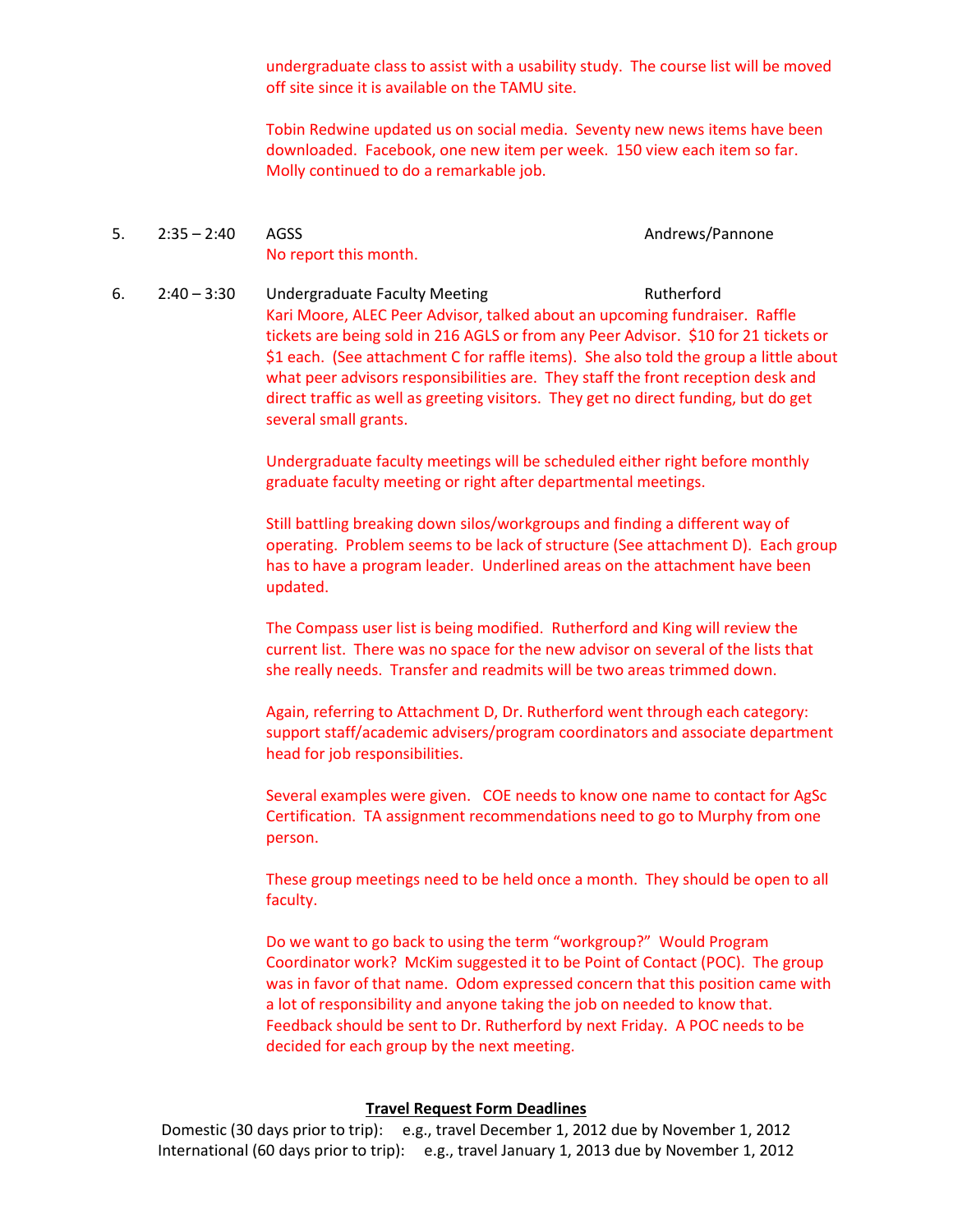undergraduate class to assist with a usability study. The course list will be moved off site since it is available on the TAMU site.

Tobin Redwine updated us on social media. Seventy new news items have been downloaded. Facebook, one new item per week. 150 view each item so far. Molly continued to do a remarkable job.

5. 2:35 – 2:40 AGSS — Andrews/Pannone

No report this month.

6. 2:40 – 3:30 Undergraduate Faculty Meeting — Rutherford

Kari Moore, ALEC Peer Advisor, talked about an upcoming fundraiser. Raffle tickets are being sold in 216 AGLS or from any Peer Advisor. $10 for 21 tickets or $1 each. (See attachment C for raffle items). She also told the group a little about what peer advisors responsibilities are. They staff the front reception desk and direct traffic as well as greeting visitors. They get no direct funding, but do get several small grants.

Undergraduate faculty meetings will be scheduled either right before monthly graduate faculty meeting or right after departmental meetings.

Still battling breaking down silos/workgroups and finding a different way of operating. Problem seems to be lack of structure (See attachment D). Each group has to have a program leader. Underlined areas on the attachment have been updated.

The Compass user list is being modified. Rutherford and King will review the current list. There was no space for the new advisor on several of the lists that she really needs. Transfer and readmits will be two areas trimmed down.

Again, referring to Attachment D, Dr. Rutherford went through each category: support staff/academic advisers/program coordinators and associate department head for job responsibilities.

Several examples were given. COE needs to know one name to contact for AgSc Certification. TA assignment recommendations need to go to Murphy from one person.

These group meetings need to be held once a month. They should be open to all faculty.

Do we want to go back to using the term "workgroup?" Would Program Coordinator work? McKim suggested it to be Point of Contact (POC). The group was in favor of that name. Odom expressed concern that this position came with a lot of responsibility and anyone taking the job on needed to know that. Feedback should be sent to Dr. Rutherford by next Friday. A POC needs to be decided for each group by the next meeting.

**<u>Travel Request Form Deadlines</u>**

Domestic (30 days prior to trip): e.g., travel December 1, 2012 due by November 1, 2012

International (60 days prior to trip): e.g., travel January 1, 2013 due by November 1, 2012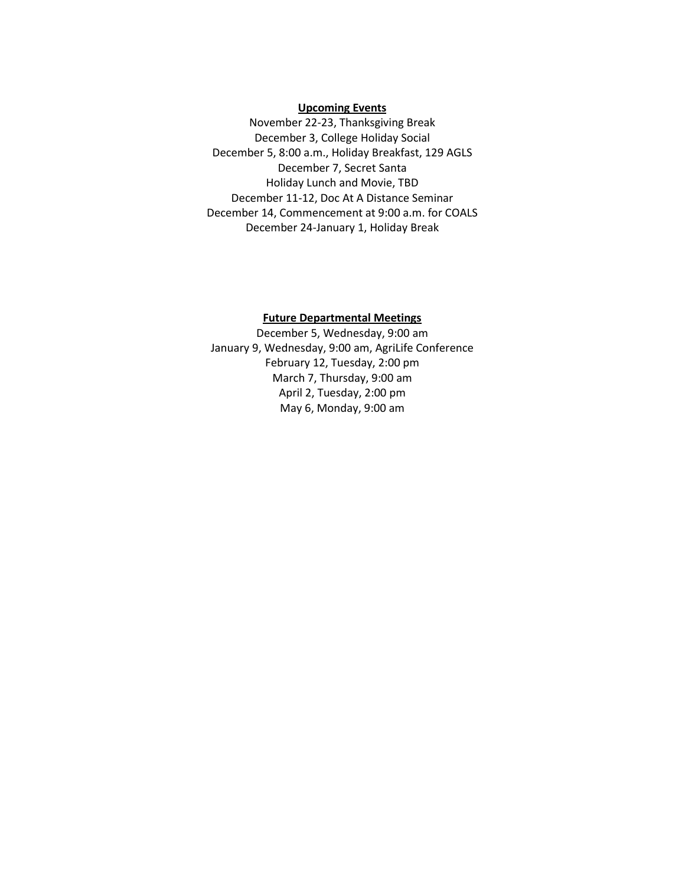**Upcoming Events**

November 22-23, Thanksgiving Break
December 3, College Holiday Social
December 5, 8:00 a.m., Holiday Breakfast, 129 AGLS
December 7, Secret Santa
Holiday Lunch and Movie, TBD
December 11-12, Doc At A Distance Seminar
December 14, Commencement at 9:00 a.m. for COALS
December 24-January 1, Holiday Break

**Future Departmental Meetings**

December 5, Wednesday, 9:00 am
January 9, Wednesday, 9:00 am, AgriLife Conference
February 12, Tuesday, 2:00 pm
March 7, Thursday, 9:00 am
April 2, Tuesday, 2:00 pm
May 6, Monday, 9:00 am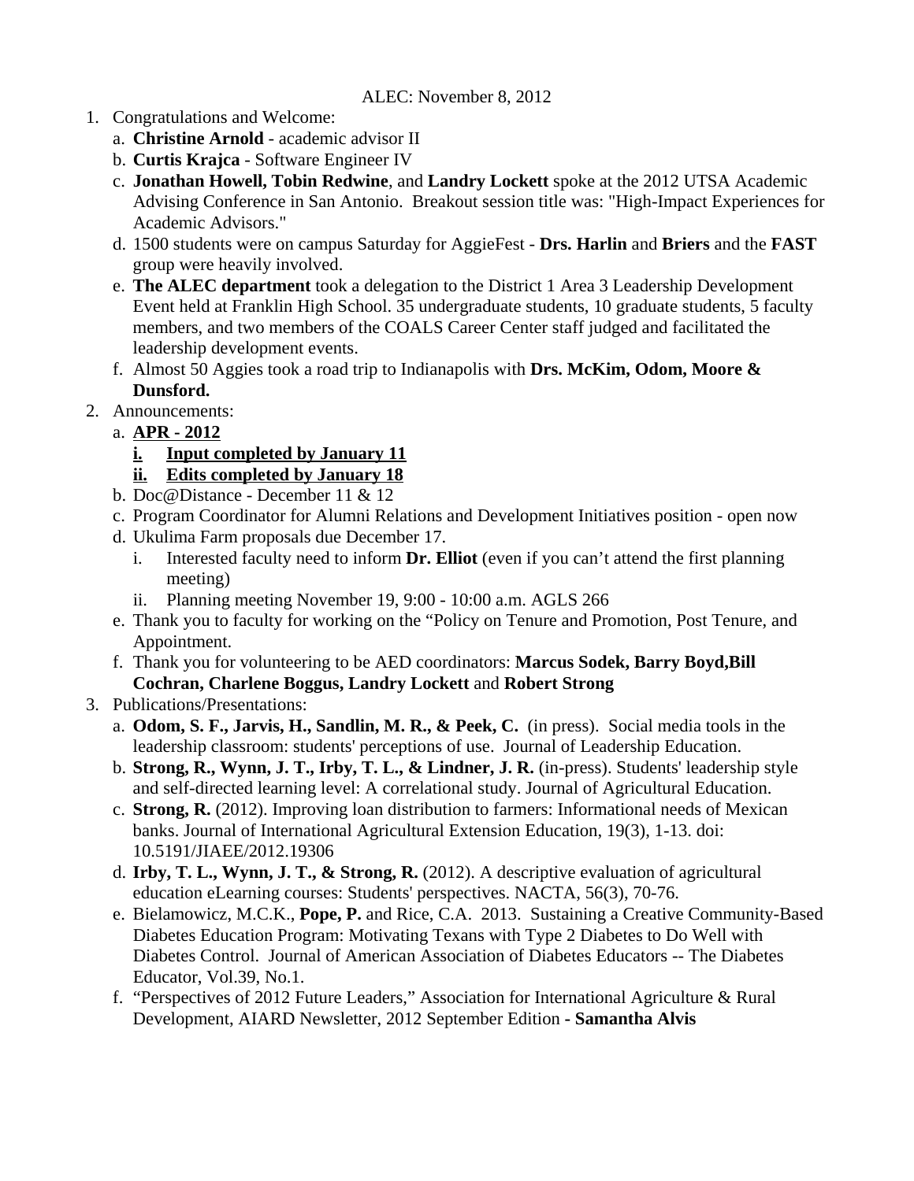ALEC: November 8, 2012

1. Congratulations and Welcome:
   a. **Christine Arnold** - academic advisor II
   b. **Curtis Krajca** - Software Engineer IV
   c. **Jonathan Howell, Tobin Redwine**, and **Landry Lockett** spoke at the 2012 UTSA Academic Advising Conference in San Antonio. Breakout session title was: "High-Impact Experiences for Academic Advisors."
   d. 1500 students were on campus Saturday for AggieFest - **Drs. Harlin** and **Briers** and the **FAST** group were heavily involved.
   e. **The ALEC department** took a delegation to the District 1 Area 3 Leadership Development Event held at Franklin High School. 35 undergraduate students, 10 graduate students, 5 faculty members, and two members of the COALS Career Center staff judged and facilitated the leadership development events.
   f. Almost 50 Aggies took a road trip to Indianapolis with **Drs. McKim, Odom, Moore & Dunsford.**
2. Announcements:
   a. **<u>APR - 2012</u>**
      i. **<u>Input completed by January 11</u>**
      ii. **<u>Edits completed by January 18</u>**
   b. Doc@Distance - December 11 & 12
   c. Program Coordinator for Alumni Relations and Development Initiatives position - open now
   d. Ukulima Farm proposals due December 17.
      i. Interested faculty need to inform **Dr. Elliot** (even if you can't attend the first planning meeting)
      ii. Planning meeting November 19, 9:00 - 10:00 a.m. AGLS 266
   e. Thank you to faculty for working on the "Policy on Tenure and Promotion, Post Tenure, and Appointment.
   f. Thank you for volunteering to be AED coordinators: **Marcus Sodek, Barry Boyd,Bill Cochran, Charlene Boggus, Landry Lockett** and **Robert Strong**
3. Publications/Presentations:
   a. **Odom, S. F., Jarvis, H., Sandlin, M. R., & Peek, C.** (in press). Social media tools in the leadership classroom: students' perceptions of use. Journal of Leadership Education.
   b. **Strong, R., Wynn, J. T., Irby, T. L., & Lindner, J. R.** (in-press). Students' leadership style and self-directed learning level: A correlational study. Journal of Agricultural Education.
   c. **Strong, R.** (2012). Improving loan distribution to farmers: Informational needs of Mexican banks. Journal of International Agricultural Extension Education, 19(3), 1-13. doi: 10.5191/JIAEE/2012.19306
   d. **Irby, T. L., Wynn, J. T., & Strong, R.** (2012). A descriptive evaluation of agricultural education eLearning courses: Students' perspectives. NACTA, 56(3), 70-76.
   e. Bielamowicz, M.C.K., **Pope, P.** and Rice, C.A. 2013. Sustaining a Creative Community-Based Diabetes Education Program: Motivating Texans with Type 2 Diabetes to Do Well with Diabetes Control. Journal of American Association of Diabetes Educators -- The Diabetes Educator, Vol.39, No.1.
   f. "Perspectives of 2012 Future Leaders," Association for International Agriculture & Rural Development, AIARD Newsletter, 2012 September Edition **- Samantha Alvis**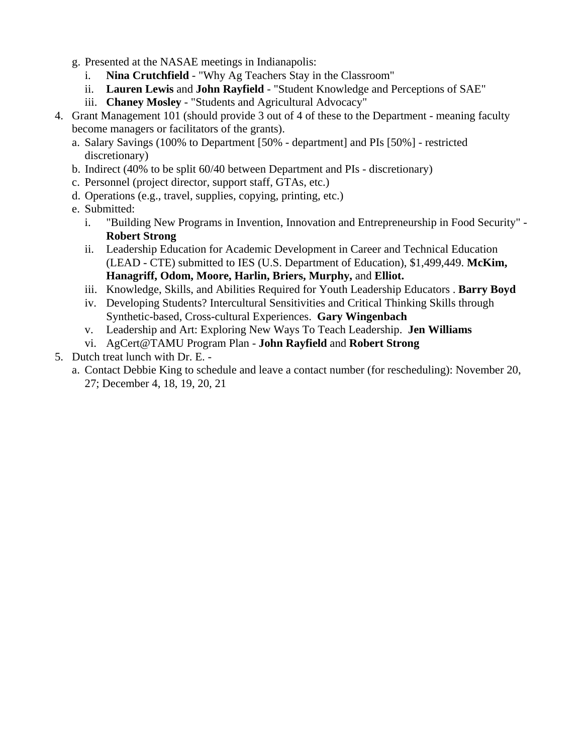g. Presented at the NASAE meetings in Indianapolis:
      i. **Nina Crutchfield** - "Why Ag Teachers Stay in the Classroom"
      ii. **Lauren Lewis** and **John Rayfield** - "Student Knowledge and Perceptions of SAE"
      iii. **Chaney Mosley** - "Students and Agricultural Advocacy"

4. Grant Management 101 (should provide 3 out of 4 of these to the Department - meaning faculty become managers or facilitators of the grants).
   a. Salary Savings (100% to Department [50% - department] and PIs [50%] - restricted discretionary)
   b. Indirect (40% to be split 60/40 between Department and PIs - discretionary)
   c. Personnel (project director, support staff, GTAs, etc.)
   d. Operations (e.g., travel, supplies, copying, printing, etc.)
   e. Submitted:
      i. "Building New Programs in Invention, Innovation and Entrepreneurship in Food Security" - **Robert Strong**
      ii. Leadership Education for Academic Development in Career and Technical Education (LEAD - CTE) submitted to IES (U.S. Department of Education), $1,499,449. **McKim, Hanagriff, Odom, Moore, Harlin, Briers, Murphy,** and **Elliot.**
      iii. Knowledge, Skills, and Abilities Required for Youth Leadership Educators . **Barry Boyd**
      iv. Developing Students? Intercultural Sensitivities and Critical Thinking Skills through Synthetic-based, Cross-cultural Experiences. **Gary Wingenbach**
      v. Leadership and Art: Exploring New Ways To Teach Leadership. **Jen Williams**
      vi. AgCert@TAMU Program Plan - **John Rayfield** and **Robert Strong**

5. Dutch treat lunch with Dr. E. -
   a. Contact Debbie King to schedule and leave a contact number (for rescheduling): November 20, 27; December 4, 18, 19, 20, 21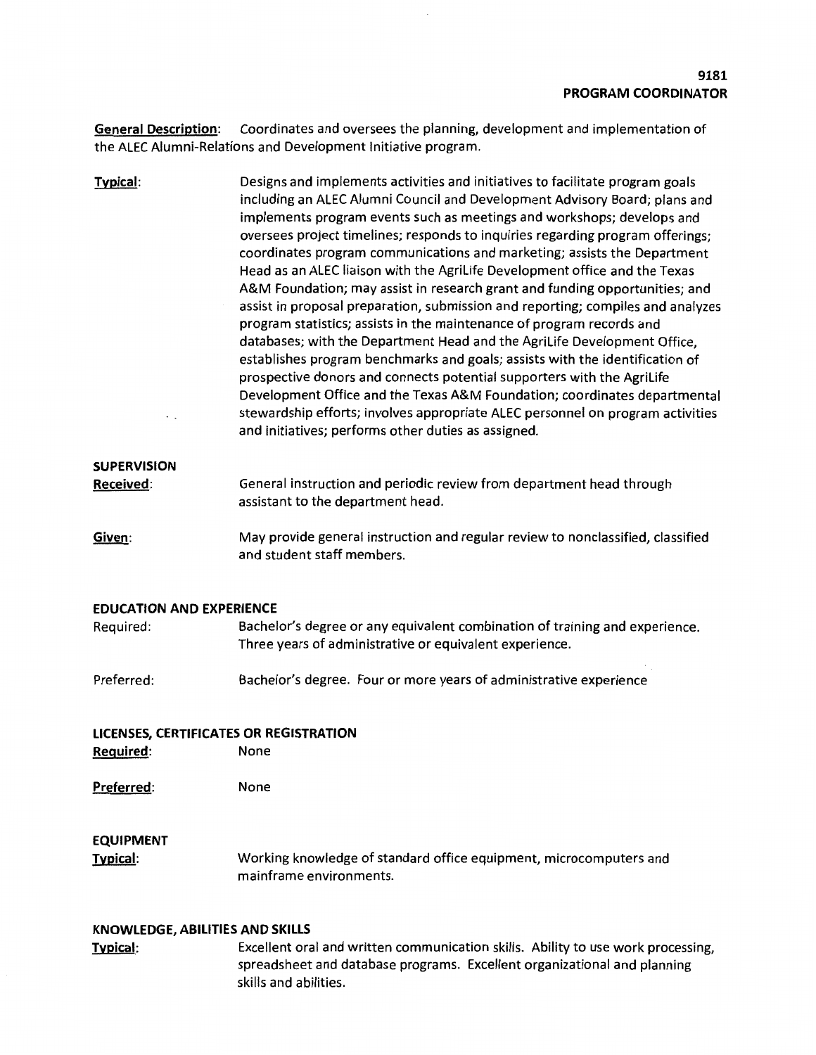**9181**
**PROGRAM COORDINATOR**

**General Description**: Coordinates and oversees the planning, development and implementation of the ALEC Alumni-Relations and Development Initiative program.

**Typical**: Designs and implements activities and initiatives to facilitate program goals including an ALEC Alumni Council and Development Advisory Board; plans and implements program events such as meetings and workshops; develops and oversees project timelines; responds to inquiries regarding program offerings; coordinates program communications and marketing; assists the Department Head as an ALEC liaison with the AgriLife Development office and the Texas A&M Foundation; may assist in research grant and funding opportunities; and assist in proposal preparation, submission and reporting; compiles and analyzes program statistics; assists in the maintenance of program records and databases; with the Department Head and the AgriLife Development Office, establishes program benchmarks and goals; assists with the identification of prospective donors and connects potential supporters with the AgriLife Development Office and the Texas A&M Foundation; coordinates departmental stewardship efforts; involves appropriate ALEC personnel on program activities and initiatives; performs other duties as assigned.

**SUPERVISION**

**Received**: General instruction and periodic review from department head through assistant to the department head.

**Given**: May provide general instruction and regular review to nonclassified, classified and student staff members.

**EDUCATION AND EXPERIENCE**

Required: Bachelor's degree or any equivalent combination of training and experience. Three years of administrative or equivalent experience.

Preferred: Bachelor's degree. Four or more years of administrative experience

**LICENSES, CERTIFICATES OR REGISTRATION**

**Required**: None

**Preferred**: None

**EQUIPMENT**

**Typical**: Working knowledge of standard office equipment, microcomputers and mainframe environments.

**KNOWLEDGE, ABILITIES AND SKILLS**

**Typical**: Excellent oral and written communication skills. Ability to use work processing, spreadsheet and database programs. Excellent organizational and planning skills and abilities.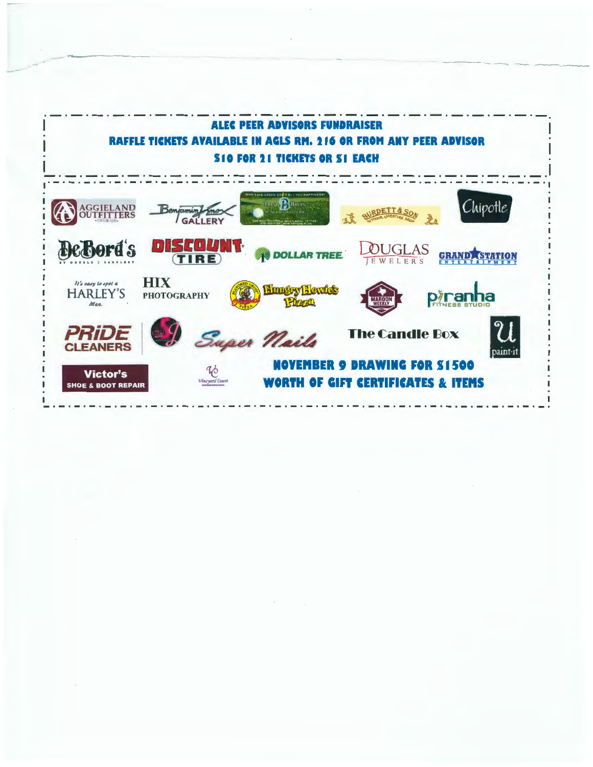**ALEC PEER ADVISORS FUNDRAISER**

**RAFFLE TICKETS AVAILABLE IN AGLS RM. 216 OR FROM ANY PEER ADVISOR**

**$10 FOR 21 TICKETS OR $1 EACH**

AGGIELAND OUTFITTERS

Benjamin Knox GALLERY

Travis B Bryan

BURDETT & SON OUTDOOR ADVENTURE SHOP

Chipotle

DeBord's

DISCOUNT TIRE

DOLLAR TREE

DOUGLAS JEWELERS

GRAND STATION ENTERTAINMENT

It's easy to spot a HARLEY'S Man.

HIX PHOTOGRAPHY

Hungry Howie's Pizza

MAROON WEEKLY

piranha FITNESS STUDIO

PRIDE CLEANERS

Super Nails

The Candle Box

U paint-it

Victor's SHOE & BOOT REPAIR

Vineyard Court

**NOVEMBER 9 DRAWING FOR $1500 WORTH OF GIFT CERTIFICATES & ITEMS**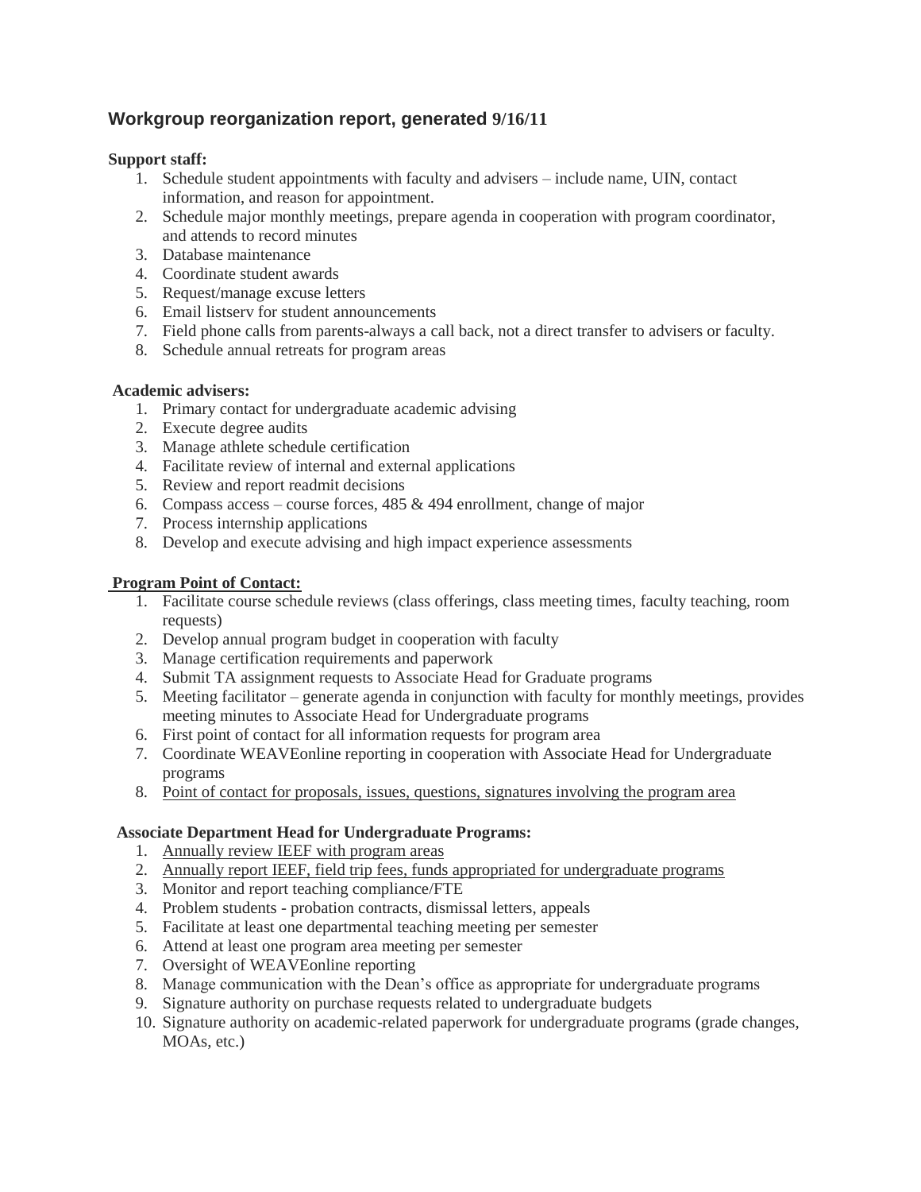# Workgroup reorganization report, generated 9/16/11

**Support staff:**

1. Schedule student appointments with faculty and advisers – include name, UIN, contact information, and reason for appointment.
2. Schedule major monthly meetings, prepare agenda in cooperation with program coordinator, and attends to record minutes
3. Database maintenance
4. Coordinate student awards
5. Request/manage excuse letters
6. Email listserv for student announcements
7. Field phone calls from parents-always a call back, not a direct transfer to advisers or faculty.
8. Schedule annual retreats for program areas

**Academic advisers:**

1. Primary contact for undergraduate academic advising
2. Execute degree audits
3. Manage athlete schedule certification
4. Facilitate review of internal and external applications
5. Review and report readmit decisions
6. Compass access – course forces, 485 & 494 enrollment, change of major
7. Process internship applications
8. Develop and execute advising and high impact experience assessments

**Program Point of Contact:**

1. Facilitate course schedule reviews (class offerings, class meeting times, faculty teaching, room requests)
2. Develop annual program budget in cooperation with faculty
3. Manage certification requirements and paperwork
4. Submit TA assignment requests to Associate Head for Graduate programs
5. Meeting facilitator – generate agenda in conjunction with faculty for monthly meetings, provides meeting minutes to Associate Head for Undergraduate programs
6. First point of contact for all information requests for program area
7. Coordinate WEAVEonline reporting in cooperation with Associate Head for Undergraduate programs
8. Point of contact for proposals, issues, questions, signatures involving the program area

**Associate Department Head for Undergraduate Programs:**

1. Annually review IEEF with program areas
2. Annually report IEEF, field trip fees, funds appropriated for undergraduate programs
3. Monitor and report teaching compliance/FTE
4. Problem students - probation contracts, dismissal letters, appeals
5. Facilitate at least one departmental teaching meeting per semester
6. Attend at least one program area meeting per semester
7. Oversight of WEAVEonline reporting
8. Manage communication with the Dean's office as appropriate for undergraduate programs
9. Signature authority on purchase requests related to undergraduate budgets
10. Signature authority on academic-related paperwork for undergraduate programs (grade changes, MOAs, etc.)